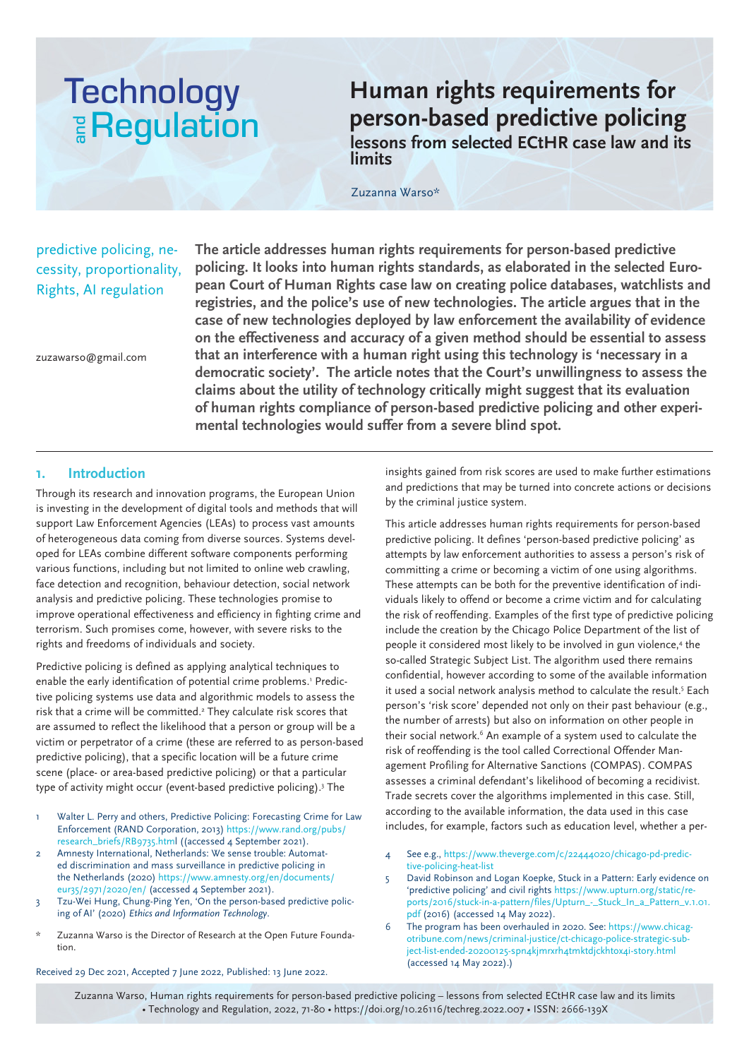# Human rights requirements for person-based predictive policing

## lessons from selected ECtHR case law and its limits

Zuzanna Warso*

predictive policing, necessity, proportionality, Rights, AI regulation

zuzawarso@gmail.com

**The article addresses human rights requirements for person-based predictive policing. It looks into human rights standards, as elaborated in the selected European Court of Human Rights case law on creating police databases, watchlists and registries, and the police's use of new technologies. The article argues that in the case of new technologies deployed by law enforcement the availability of evidence on the effectiveness and accuracy of a given method should be essential to assess that an interference with a human right using this technology is 'necessary in a democratic society'. The article notes that the Court's unwillingness to assess the claims about the utility of technology critically might suggest that its evaluation of human rights compliance of person-based predictive policing and other experimental technologies would suffer from a severe blind spot.**

## 1. Introduction

Through its research and innovation programs, the European Union is investing in the development of digital tools and methods that will support Law Enforcement Agencies (LEAs) to process vast amounts of heterogeneous data coming from diverse sources. Systems developed for LEAs combine different software components performing various functions, including but not limited to online web crawling, face detection and recognition, behaviour detection, social network analysis and predictive policing. These technologies promise to improve operational effectiveness and efficiency in fighting crime and terrorism. Such promises come, however, with severe risks to the rights and freedoms of individuals and society.

Predictive policing is defined as applying analytical techniques to enable the early identification of potential crime problems.[1] Predictive policing systems use data and algorithmic models to assess the risk that a crime will be committed.[2] They calculate risk scores that are assumed to reflect the likelihood that a person or group will be a victim or perpetrator of a crime (these are referred to as person-based predictive policing), that a specific location will be a future crime scene (place- or area-based predictive policing) or that a particular type of activity might occur (event-based predictive policing).[3] The insights gained from risk scores are used to make further estimations and predictions that may be turned into concrete actions or decisions by the criminal justice system.

This article addresses human rights requirements for person-based predictive policing. It defines 'person-based predictive policing' as attempts by law enforcement authorities to assess a person's risk of committing a crime or becoming a victim of one using algorithms. These attempts can be both for the preventive identification of individuals likely to offend or become a crime victim and for calculating the risk of reoffending. Examples of the first type of predictive policing include the creation by the Chicago Police Department of the list of people it considered most likely to be involved in gun violence,[4] the so-called Strategic Subject List. The algorithm used there remains confidential, however according to some of the available information it used a social network analysis method to calculate the result.[5] Each person's 'risk score' depended not only on their past behaviour (e.g., the number of arrests) but also on information on other people in their social network.[6] An example of a system used to calculate the risk of reoffending is the tool called Correctional Offender Management Profiling for Alternative Sanctions (COMPAS). COMPAS assesses a criminal defendant's likelihood of becoming a recidivist. Trade secrets cover the algorithms implemented in this case. Still, according to the available information, the data used in this case includes, for example, factors such as education level, whether a per-

1 Walter L. Perry and others, Predictive Policing: Forecasting Crime for Law Enforcement (RAND Corporation, 2013) https://www.rand.org/pubs/research_briefs/RB9735.html ((accessed 4 September 2021).

2 Amnesty International, Netherlands: We sense trouble: Automated discrimination and mass surveillance in predictive policing in the Netherlands (2020) https://www.amnesty.org/en/documents/eur35/2971/2020/en/ (accessed 4 September 2021).

3 Tzu-Wei Hung, Chung-Ping Yen, 'On the person-based predictive policing of AI' (2020) *Ethics and Information Technology*.

\* Zuzanna Warso is the Director of Research at the Open Future Foundation.

4 See e.g., https://www.theverge.com/c/22444020/chicago-pd-predictive-policing-heat-list

5 David Robinson and Logan Koepke, Stuck in a Pattern: Early evidence on 'predictive policing' and civil rights https://www.upturn.org/static/reports/2016/stuck-in-a-pattern/files/Upturn_-_Stuck_In_a_Pattern_v.1.01.pdf (2016) (accessed 14 May 2022).

6 The program has been overhauled in 2020. See: https://www.chicagotribune.com/news/criminal-justice/ct-chicago-police-strategic-subject-list-ended-20200125-spn4kjmrxrh4tmktdjckhtox4i-story.html (accessed 14 May 2022).)

Received 29 Dec 2021, Accepted 7 June 2022, Published: 13 June 2022.

Zuzanna Warso, Human rights requirements for person-based predictive policing – lessons from selected ECtHR case law and its limits • Technology and Regulation, 2022, 71-80 • https://doi.org/10.26116/techreg.2022.007 • ISSN: 2666-139X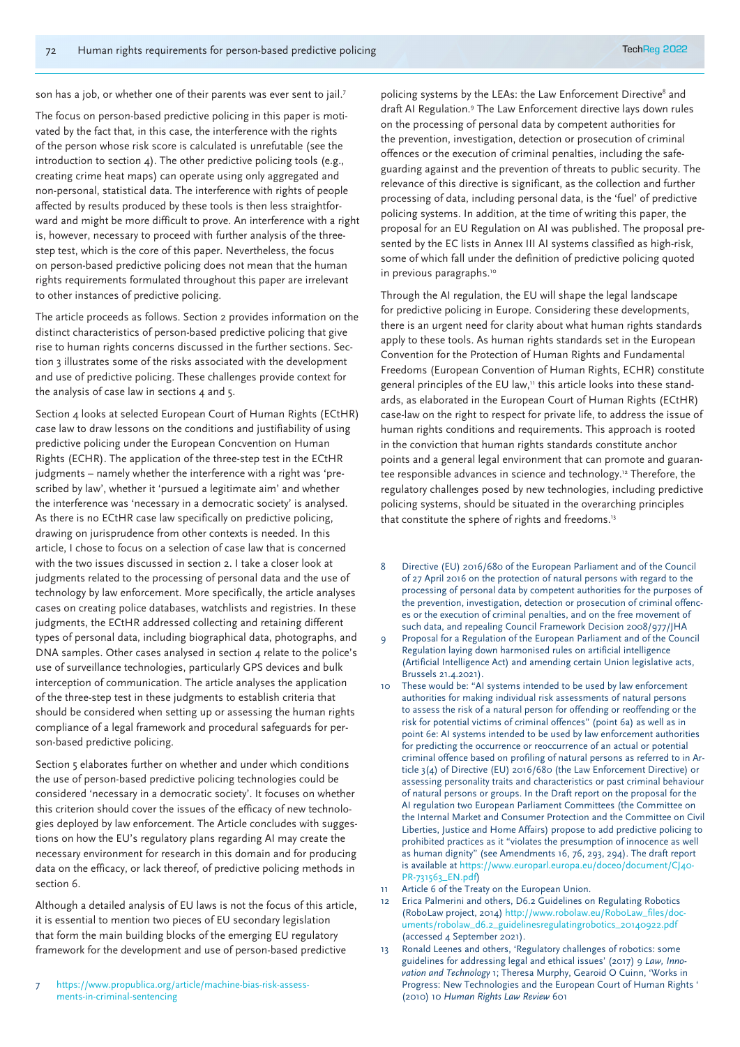son has a job, or whether one of their parents was ever sent to jail.[7]

The focus on person-based predictive policing in this paper is motivated by the fact that, in this case, the interference with the rights of the person whose risk score is calculated is unrefutable (see the introduction to section 4). The other predictive policing tools (e.g., creating crime heat maps) can operate using only aggregated and non-personal, statistical data. The interference with rights of people affected by results produced by these tools is then less straightforward and might be more difficult to prove. An interference with a right is, however, necessary to proceed with further analysis of the three-step test, which is the core of this paper. Nevertheless, the focus on person-based predictive policing does not mean that the human rights requirements formulated throughout this paper are irrelevant to other instances of predictive policing.

The article proceeds as follows. Section 2 provides information on the distinct characteristics of person-based predictive policing that give rise to human rights concerns discussed in the further sections. Section 3 illustrates some of the risks associated with the development and use of predictive policing. These challenges provide context for the analysis of case law in sections 4 and 5.

Section 4 looks at selected European Court of Human Rights (ECtHR) case law to draw lessons on the conditions and justifiability of using predictive policing under the European Concvention on Human Rights (ECHR). The application of the three-step test in the ECtHR judgments – namely whether the interference with a right was 'prescribed by law', whether it 'pursued a legitimate aim' and whether the interference was 'necessary in a democratic society' is analysed. As there is no ECtHR case law specifically on predictive policing, drawing on jurisprudence from other contexts is needed. In this article, I chose to focus on a selection of case law that is concerned with the two issues discussed in section 2. I take a closer look at judgments related to the processing of personal data and the use of technology by law enforcement. More specifically, the article analyses cases on creating police databases, watchlists and registries. In these judgments, the ECtHR addressed collecting and retaining different types of personal data, including biographical data, photographs, and DNA samples. Other cases analysed in section 4 relate to the police's use of surveillance technologies, particularly GPS devices and bulk interception of communication. The article analyses the application of the three-step test in these judgments to establish criteria that should be considered when setting up or assessing the human rights compliance of a legal framework and procedural safeguards for person-based predictive policing.

Section 5 elaborates further on whether and under which conditions the use of person-based predictive policing technologies could be considered 'necessary in a democratic society'. It focuses on whether this criterion should cover the issues of the efficacy of new technologies deployed by law enforcement. The Article concludes with suggestions on how the EU's regulatory plans regarding AI may create the necessary environment for research in this domain and for producing data on the efficacy, or lack thereof, of predictive policing methods in section 6.

Although a detailed analysis of EU laws is not the focus of this article, it is essential to mention two pieces of EU secondary legislation that form the main building blocks of the emerging EU regulatory framework for the development and use of person-based predictive policing systems by the LEAs: the Law Enforcement Directive[8] and draft AI Regulation.[9] The Law Enforcement directive lays down rules on the processing of personal data by competent authorities for the prevention, investigation, detection or prosecution of criminal offences or the execution of criminal penalties, including the safeguarding against and the prevention of threats to public security. The relevance of this directive is significant, as the collection and further processing of data, including personal data, is the 'fuel' of predictive policing systems. In addition, at the time of writing this paper, the proposal for an EU Regulation on AI was published. The proposal presented by the EC lists in Annex III AI systems classified as high-risk, some of which fall under the definition of predictive policing quoted in previous paragraphs.[10]

Through the AI regulation, the EU will shape the legal landscape for predictive policing in Europe. Considering these developments, there is an urgent need for clarity about what human rights standards apply to these tools. As human rights standards set in the European Convention for the Protection of Human Rights and Fundamental Freedoms (European Convention of Human Rights, ECHR) constitute general principles of the EU law,[11] this article looks into these standards, as elaborated in the European Court of Human Rights (ECtHR) case-law on the right to respect for private life, to address the issue of human rights conditions and requirements. This approach is rooted in the conviction that human rights standards constitute anchor points and a general legal environment that can promote and guarantee responsible advances in science and technology.[12] Therefore, the regulatory challenges posed by new technologies, including predictive policing systems, should be situated in the overarching principles that constitute the sphere of rights and freedoms.[13]

---

7 https://www.propublica.org/article/machine-bias-risk-assessments-in-criminal-sentencing

8 Directive (EU) 2016/680 of the European Parliament and of the Council of 27 April 2016 on the protection of natural persons with regard to the processing of personal data by competent authorities for the purposes of the prevention, investigation, detection or prosecution of criminal offences or the execution of criminal penalties, and on the free movement of such data, and repealing Council Framework Decision 2008/977/JHA

9 Proposal for a Regulation of the European Parliament and of the Council Regulation laying down harmonised rules on artificial intelligence (Artificial Intelligence Act) and amending certain Union legislative acts, Brussels 21.4.2021).

10 These would be: "AI systems intended to be used by law enforcement authorities for making individual risk assessments of natural persons to assess the risk of a natural person for offending or reoffending or the risk for potential victims of criminal offences" (point 6a) as well as in point 6e: AI systems intended to be used by law enforcement authorities for predicting the occurrence or reoccurrence of an actual or potential criminal offence based on profiling of natural persons as referred to in Article 3(4) of Directive (EU) 2016/680 (the Law Enforcement Directive) or assessing personality traits and characteristics or past criminal behaviour of natural persons or groups. In the Draft report on the proposal for the AI regulation two European Parliament Committees (the Committee on the Internal Market and Consumer Protection and the Committee on Civil Liberties, Justice and Home Affairs) propose to add predictive policing to prohibited practices as it "violates the presumption of innocence as well as human dignity" (see Amendments 16, 76, 293, 294). The draft report is available at https://www.europarl.europa.eu/doceo/document/CJ40-PR-731563_EN.pdf)

11 Article 6 of the Treaty on the European Union.

12 Erica Palmerini and others, D6.2 Guidelines on Regulating Robotics (RoboLaw project, 2014) http://www.robolaw.eu/RoboLaw_files/documents/robolaw_d6.2_guidelinesregulatingrobotics_20140922.pdf (accessed 4 September 2021).

13 Ronald Leenes and others, 'Regulatory challenges of robotics: some guidelines for addressing legal and ethical issues' (2017) 9 *Law, Innovation and Technology* 1; Theresa Murphy, Gearoid O Cuinn, 'Works in Progress: New Technologies and the European Court of Human Rights ' (2010) 10 *Human Rights Law Review* 601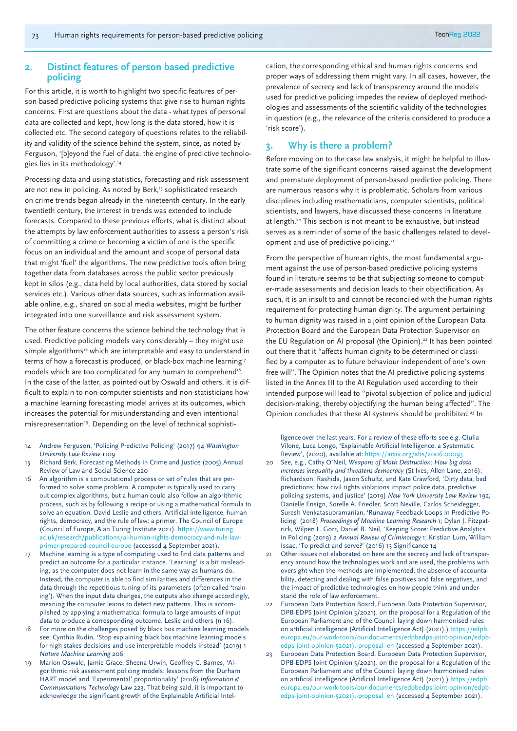## 2. Distinct features of person based predictive policing

For this article, it is worth to highlight two specific features of person-based predictive policing systems that give rise to human rights concerns. First are questions about the data - what types of personal data are collected and kept, how long is the data stored, how it is collected etc. The second category of questions relates to the reliability and validity of the science behind the system, since, as noted by Ferguson, '[b]eyond the fuel of data, the engine of predictive technologies lies in its methodology'.[14]

Processing data and using statistics, forecasting and risk assessment are not new in policing. As noted by Berk,[15] sophisticated research on crime trends began already in the nineteenth century. In the early twentieth century, the interest in trends was extended to include forecasts. Compared to these previous efforts, what is distinct about the attempts by law enforcement authorities to assess a person's risk of committing a crime or becoming a victim of one is the specific focus on an individual and the amount and scope of personal data that might 'fuel' the algorithms. The new predictive tools often bring together data from databases across the public sector previously kept in silos (e.g., data held by local authorities, data stored by social services etc.). Various other data sources, such as information available online, e.g., shared on social media websites, might be further integrated into one surveillance and risk assessment system.

The other feature concerns the science behind the technology that is used. Predictive policing models vary considerably – they might use simple algorithms[16] which are interpretable and easy to understand in terms of how a forecast is produced, or black-box machine learning[17] models which are too complicated for any human to comprehend[18]. In the case of the latter, as pointed out by Oswald and others, it is difficult to explain to non-computer scientists and non-statisticians how a machine learning forecasting model arrives at its outcomes, which increases the potential for misunderstanding and even intentional misrepresentation[19]. Depending on the level of technical sophistication, the corresponding ethical and human rights concerns and proper ways of addressing them might vary. In all cases, however, the prevalence of secrecy and lack of transparency around the models used for predictive policing impedes the review of deployed methodologies and assessments of the scientific validity of the technologies in question (e.g., the relevance of the criteria considered to produce a 'risk score').

## 3. Why is there a problem?

Before moving on to the case law analysis, it might be helpful to illustrate some of the significant concerns raised against the development and premature deployment of person-based predictive policing. There are numerous reasons why it is problematic. Scholars from various disciplines including mathematicians, computer scientists, political scientists, and lawyers, have discussed these concerns in literature at length.[20] This section is not meant to be exhaustive, but instead serves as a reminder of some of the basic challenges related to development and use of predictive policing.[21]

From the perspective of human rights, the most fundamental argument against the use of person-based predictive policing systems found in literature seems to be that subjecting someone to computer-made assessments and decision leads to their objectification. As such, it is an insult to and cannot be reconciled with the human rights requirement for protecting human dignity. The argument pertaining to human dignity was raised in a joint opinion of the European Data Protection Board and the European Data Protection Supervisor on the EU Regulation on AI proposal (the Opinion).[22] It has been pointed out there that it "affects human dignity to be determined or classified by a computer as to future behaviour independent of one's own free will". The Opinion notes that the AI predictive policing systems listed in the Annex III to the AI Regulation used according to their intended purpose will lead to "pivotal subjection of police and judicial decision-making, thereby objectifying the human being affected". The Opinion concludes that these AI systems should be prohibited.[23] In

---

14 Andrew Ferguson, 'Policing Predictive Policing' (2017) 94 *Washington University Law Review* 1109

15 Richard Berk, Forecasting Methods in Crime and Justice (2005) Annual Review of Law and Social Science 220

16 An algorithm is a computational process or set of rules that are performed to solve some problem. A computer is typically used to carry out complex algorithms, but a human could also follow an algorithmic process, such as by following a recipe or using a mathematical formula to solve an equation. David Leslie and others, Artificial intelligence, human rights, democracy, and the rule of law: a primer. The Council of Europe (Council of Europe, Alan Turing Institute 2021). https://www.turing.ac.uk/research/publications/ai-human-rights-democracy-and-rule-law-primer-prepared-council-europe (accessed 4 September 2021).

17 Machine learning is a type of computing used to find data patterns and predict an outcome for a particular instance. 'Learning' is a bit misleading, as the computer does not learn in the same way as humans do. Instead, the computer is able to find similarities and differences in the data through the repetitious tuning of its parameters (often called 'training'). When the input data changes, the outputs also change accordingly, meaning the computer learns to detect new patterns. This is accomplished by applying a mathematical formula to large amounts of input data to produce a corresponding outcome. Leslie and others (n 16).

18 For more on the challenges posed by black box machine learning models see: Cynthia Rudin, 'Stop explaining black box machine learning models for high stakes decisions and use interpretable models instead' (2019) 1 *Nature Machine Learning* 206

19 Marion Oswald, Jamie Grace, Sheena Urwin, Geoffrey C. Barnes, 'Algorithmic risk assessment policing models: lessons from the Durham HART model and 'Experimental' proportionality' (2018) *Information & Communications Technology* Law 223. That being said, it is important to acknowledge the significant growth of the Explainable Artificial Intelligence over the last years. For a review of these efforts see e.g. Giulia Vilone, Luca Longo, 'Explainable Artificial Intelligence: a Systematic Review', (2020), available at: https://arxiv.org/abs/2006.00093

20 See, e.g., Cathy O'Neil, *Weapons of Math Destruction: How big data increases inequality and threatens democracy* (St Ives, Allen Lane, 2016); Richardson, Rashida, Jason Schultz, and Kate Crawford, 'Dirty data, bad predictions: how civil rights violations impact police data, predictive policing systems, and justice' (2019) *New York University Law Review* 192; Danielle Ensign, Sorelle A. Friedler, Scott Neville, Carlos Scheidegger, Suresh Venkatasubramanian, 'Runaway Feedback Loops in Predictive Policing' (2018) *Proceedings of Machine Learning Research* 1; Dylan J. Fitzpatrick, Wilpen L. Gorr, Daniel B. Neil, 'Keeping Score: Predictive Analytics in Policing (2019) 2 *Annual Review of Criminology* 1; Kristian Lum, William Issac, 'To predict and serve?' (2016) 13 Significance 14

21 Other issues not elaborated on here are the secrecy and lack of transparency around how the technologies work and are used, the problems with oversight when the methods are implemented, the absence of accountability, detecting and dealing with false positives and false negatives, and the impact of predictive technologies on how people think and understand the role of law enforcement.

22 European Data Protection Board, European Data Protection Supervisor, DPB-EDPS Joint Opinion 5/2021). on the proposal for a Regulation of the European Parliament and of the Council laying down harmonised rules on artificial intelligence (Artificial Intelligence Act) (2021).) https://edpb.europa.eu/our-work-tools/our-documents/edpbedps-joint-opinion/edpb-edps-joint-opinion-52021).-proposal_en (accessed 4 September 2021).

23 European Data Protection Board, European Data Protection Supervisor, DPB-EDPS Joint Opinion 5/2021). on the proposal for a Regulation of the European Parliament and of the Council laying down harmonised rules on artificial intelligence (Artificial Intelligence Act) (2021).) https://edpb.europa.eu/our-work-tools/our-documents/edpbedps-joint-opinion/edpb-edps-joint-opinion-52021).-proposal_en (accessed 4 September 2021).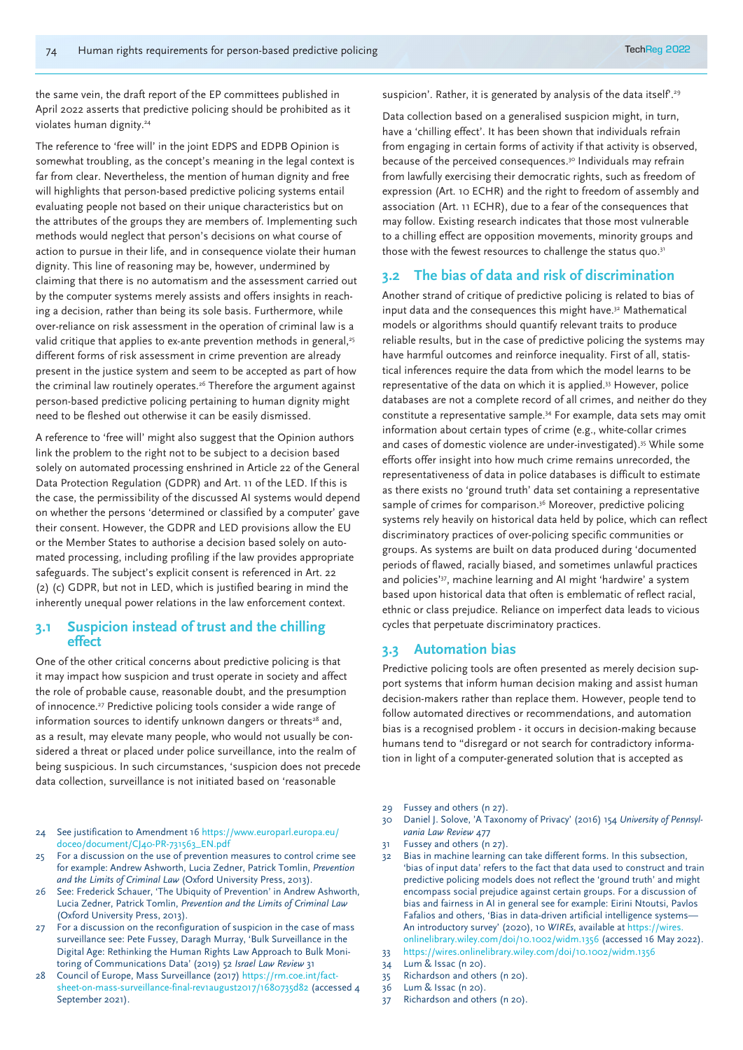the same vein, the draft report of the EP committees published in April 2022 asserts that predictive policing should be prohibited as it violates human dignity.[24]

The reference to 'free will' in the joint EDPS and EDPB Opinion is somewhat troubling, as the concept's meaning in the legal context is far from clear. Nevertheless, the mention of human dignity and free will highlights that person-based predictive policing systems entail evaluating people not based on their unique characteristics but on the attributes of the groups they are members of. Implementing such methods would neglect that person's decisions on what course of action to pursue in their life, and in consequence violate their human dignity. This line of reasoning may be, however, undermined by claiming that there is no automatism and the assessment carried out by the computer systems merely assists and offers insights in reaching a decision, rather than being its sole basis. Furthermore, while over-reliance on risk assessment in the operation of criminal law is a valid critique that applies to ex-ante prevention methods in general,[25] different forms of risk assessment in crime prevention are already present in the justice system and seem to be accepted as part of how the criminal law routinely operates.[26] Therefore the argument against person-based predictive policing pertaining to human dignity might need to be fleshed out otherwise it can be easily dismissed.

A reference to 'free will' might also suggest that the Opinion authors link the problem to the right not to be subject to a decision based solely on automated processing enshrined in Article 22 of the General Data Protection Regulation (GDPR) and Art. 11 of the LED. If this is the case, the permissibility of the discussed AI systems would depend on whether the persons 'determined or classified by a computer' gave their consent. However, the GDPR and LED provisions allow the EU or the Member States to authorise a decision based solely on automated processing, including profiling if the law provides appropriate safeguards. The subject's explicit consent is referenced in Art. 22 (2) (c) GDPR, but not in LED, which is justified bearing in mind the inherently unequal power relations in the law enforcement context.

## 3.1 Suspicion instead of trust and the chilling effect

One of the other critical concerns about predictive policing is that it may impact how suspicion and trust operate in society and affect the role of probable cause, reasonable doubt, and the presumption of innocence.[27] Predictive policing tools consider a wide range of information sources to identify unknown dangers or threats[28] and, as a result, may elevate many people, who would not usually be considered a threat or placed under police surveillance, into the realm of being suspicious. In such circumstances, 'suspicion does not precede data collection, surveillance is not initiated based on 'reasonable suspicion'. Rather, it is generated by analysis of the data itself'.[29]

Data collection based on a generalised suspicion might, in turn, have a 'chilling effect'. It has been shown that individuals refrain from engaging in certain forms of activity if that activity is observed, because of the perceived consequences.[30] Individuals may refrain from lawfully exercising their democratic rights, such as freedom of expression (Art. 10 ECHR) and the right to freedom of assembly and association (Art. 11 ECHR), due to a fear of the consequences that may follow. Existing research indicates that those most vulnerable to a chilling effect are opposition movements, minority groups and those with the fewest resources to challenge the status quo.[31]

## 3.2 The bias of data and risk of discrimination

Another strand of critique of predictive policing is related to bias of input data and the consequences this might have.[32] Mathematical models or algorithms should quantify relevant traits to produce reliable results, but in the case of predictive policing the systems may have harmful outcomes and reinforce inequality. First of all, statistical inferences require the data from which the model learns to be representative of the data on which it is applied.[33] However, police databases are not a complete record of all crimes, and neither do they constitute a representative sample.[34] For example, data sets may omit information about certain types of crime (e.g., white-collar crimes and cases of domestic violence are under-investigated).[35] While some efforts offer insight into how much crime remains unrecorded, the representativeness of data in police databases is difficult to estimate as there exists no 'ground truth' data set containing a representative sample of crimes for comparison.[36] Moreover, predictive policing systems rely heavily on historical data held by police, which can reflect discriminatory practices of over-policing specific communities or groups. As systems are built on data produced during 'documented periods of flawed, racially biased, and sometimes unlawful practices and policies'[37], machine learning and AI might 'hardwire' a system based upon historical data that often is emblematic of reflect racial, ethnic or class prejudice. Reliance on imperfect data leads to vicious cycles that perpetuate discriminatory practices.

## 3.3 Automation bias

Predictive policing tools are often presented as merely decision support systems that inform human decision making and assist human decision-makers rather than replace them. However, people tend to follow automated directives or recommendations, and automation bias is a recognised problem - it occurs in decision-making because humans tend to "disregard or not search for contradictory information in light of a computer-generated solution that is accepted as

---

24 See justification to Amendment 16 https://www.europarl.europa.eu/doceo/document/CJ40-PR-731563_EN.pdf

25 For a discussion on the use of prevention measures to control crime see for example: Andrew Ashworth, Lucia Zedner, Patrick Tomlin, *Prevention and the Limits of Criminal Law* (Oxford University Press, 2013).

26 See: Frederick Schauer, 'The Ubiquity of Prevention' in Andrew Ashworth, Lucia Zedner, Patrick Tomlin, *Prevention and the Limits of Criminal Law* (Oxford University Press, 2013).

27 For a discussion on the reconfiguration of suspicion in the case of mass surveillance see: Pete Fussey, Daragh Murray, 'Bulk Surveillance in the Digital Age: Rethinking the Human Rights Law Approach to Bulk Monitoring of Communications Data' (2019) 52 *Israel Law Review* 31

28 Council of Europe, Mass Surveillance (2017) https://rm.coe.int/factsheet-on-mass-surveillance-final-rev1august2017/1680735d82 (accessed 4 September 2021).

29 Fussey and others (n 27).

30 Daniel J. Solove, 'A Taxonomy of Privacy' (2016) 154 *University of Pennsylvania Law Review* 477

31 Fussey and others (n 27).

32 Bias in machine learning can take different forms. In this subsection, 'bias of input data' refers to the fact that data used to construct and train predictive policing models does not reflect the 'ground truth' and might encompass social prejudice against certain groups. For a discussion of bias and fairness in AI in general see for example: Eirini Ntoutsi, Pavlos Fafalios and others, 'Bias in data-driven artificial intelligence systems—An introductory survey' (2020), 10 *WIREs*, available at https://wires.onlinelibrary.wiley.com/doi/10.1002/widm.1356 (accessed 16 May 2022).

33 https://wires.onlinelibrary.wiley.com/doi/10.1002/widm.1356

34 Lum & Issac (n 20).

35 Richardson and others (n 20).

36 Lum & Issac (n 20).

37 Richardson and others (n 20).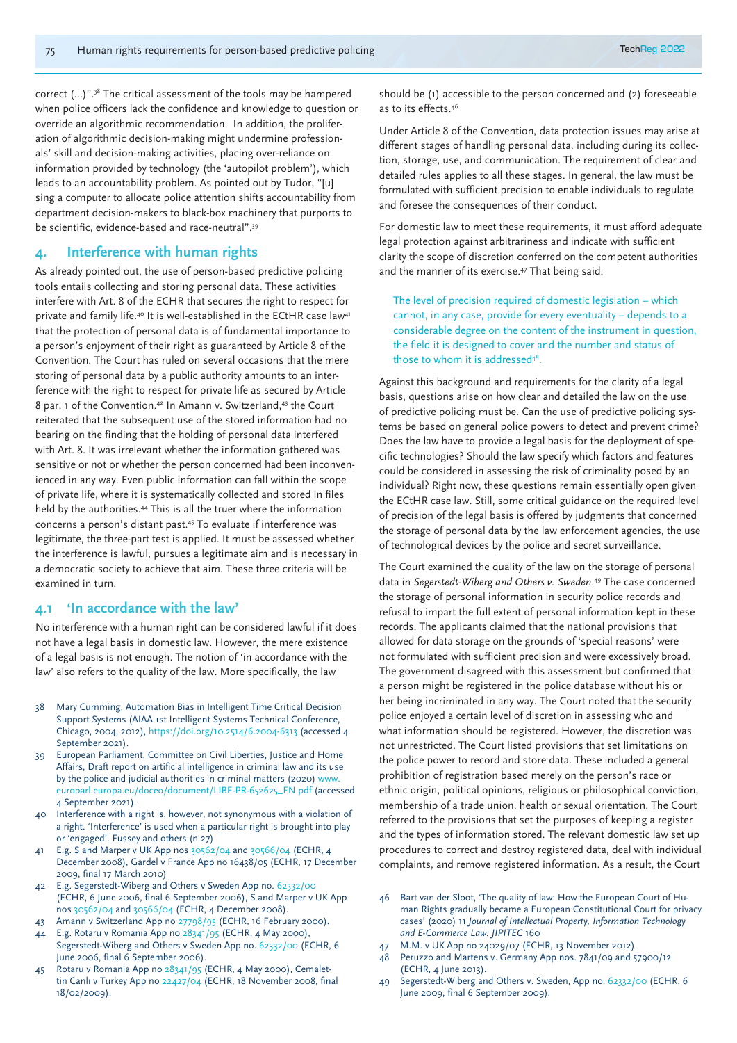correct (...)".[38] The critical assessment of the tools may be hampered when police officers lack the confidence and knowledge to question or override an algorithmic recommendation. In addition, the proliferation of algorithmic decision-making might undermine professionals' skill and decision-making activities, placing over-reliance on information provided by technology (the 'autopilot problem'), which leads to an accountability problem. As pointed out by Tudor, "[u]sing a computer to allocate police attention shifts accountability from department decision-makers to black-box machinery that purports to be scientific, evidence-based and race-neutral".[39]

## 4. Interference with human rights

As already pointed out, the use of person-based predictive policing tools entails collecting and storing personal data. These activities interfere with Art. 8 of the ECHR that secures the right to respect for private and family life.[40] It is well-established in the ECtHR case law[41] that the protection of personal data is of fundamental importance to a person's enjoyment of their right as guaranteed by Article 8 of the Convention. The Court has ruled on several occasions that the mere storing of personal data by a public authority amounts to an interference with the right to respect for private life as secured by Article 8 par. 1 of the Convention.[42] In Amann v. Switzerland,[43] the Court reiterated that the subsequent use of the stored information had no bearing on the finding that the holding of personal data interfered with Art. 8. It was irrelevant whether the information gathered was sensitive or not or whether the person concerned had been inconvenienced in any way. Even public information can fall within the scope of private life, where it is systematically collected and stored in files held by the authorities.[44] This is all the truer where the information concerns a person's distant past.[45] To evaluate if interference was legitimate, the three-part test is applied. It must be assessed whether the interference is lawful, pursues a legitimate aim and is necessary in a democratic society to achieve that aim. These three criteria will be examined in turn.

### 4.1 'In accordance with the law'

No interference with a human right can be considered lawful if it does not have a legal basis in domestic law. However, the mere existence of a legal basis is not enough. The notion of 'in accordance with the law' also refers to the quality of the law. More specifically, the law should be (1) accessible to the person concerned and (2) foreseeable as to its effects.[46]

Under Article 8 of the Convention, data protection issues may arise at different stages of handling personal data, including during its collection, storage, use, and communication. The requirement of clear and detailed rules applies to all these stages. In general, the law must be formulated with sufficient precision to enable individuals to regulate and foresee the consequences of their conduct.

For domestic law to meet these requirements, it must afford adequate legal protection against arbitrariness and indicate with sufficient clarity the scope of discretion conferred on the competent authorities and the manner of its exercise.[47] That being said:

> The level of precision required of domestic legislation – which cannot, in any case, provide for every eventuality – depends to a considerable degree on the content of the instrument in question, the field it is designed to cover and the number and status of those to whom it is addressed[48].

Against this background and requirements for the clarity of a legal basis, questions arise on how clear and detailed the law on the use of predictive policing must be. Can the use of predictive policing systems be based on general police powers to detect and prevent crime? Does the law have to provide a legal basis for the deployment of specific technologies? Should the law specify which factors and features could be considered in assessing the risk of criminality posed by an individual? Right now, these questions remain essentially open given the ECtHR case law. Still, some critical guidance on the required level of precision of the legal basis is offered by judgments that concerned the storage of personal data by the law enforcement agencies, the use of technological devices by the police and secret surveillance.

The Court examined the quality of the law on the storage of personal data in *Segerstedt-Wiberg and Others v. Sweden*.[49] The case concerned the storage of personal information in security police records and refusal to impart the full extent of personal information kept in these records. The applicants claimed that the national provisions that allowed for data storage on the grounds of 'special reasons' were not formulated with sufficient precision and were excessively broad. The government disagreed with this assessment but confirmed that a person might be registered in the police database without his or her being incriminated in any way. The Court noted that the security police enjoyed a certain level of discretion in assessing who and what information should be registered. However, the discretion was not unrestricted. The Court listed provisions that set limitations on the police power to record and store data. These included a general prohibition of registration based merely on the person's race or ethnic origin, political opinions, religious or philosophical conviction, membership of a trade union, health or sexual orientation. The Court referred to the provisions that set the purposes of keeping a register and the types of information stored. The relevant domestic law set up procedures to correct and destroy registered data, deal with individual complaints, and remove registered information. As a result, the Court

---

38. Mary Cumming, Automation Bias in Intelligent Time Critical Decision Support Systems (AIAA 1st Intelligent Systems Technical Conference, Chicago, 2004, 2012), https://doi.org/10.2514/6.2004-6313 (accessed 4 September 2021).
39. European Parliament, Committee on Civil Liberties, Justice and Home Affairs, Draft report on artificial intelligence in criminal law and its use by the police and judicial authorities in criminal matters (2020) www.europarl.europa.eu/doceo/document/LIBE-PR-652625_EN.pdf (accessed 4 September 2021).
40. Interference with a right is, however, not synonymous with a violation of a right. 'Interference' is used when a particular right is brought into play or 'engaged'. Fussey and others (n 27)
41. E.g. S and Marper v UK App nos 30562/04 and 30566/04 (ECHR, 4 December 2008), Gardel v France App no 16438/05 (ECHR, 17 December 2009, final 17 March 2010)
42. E.g. Segerstedt-Wiberg and Others v Sweden App no. 62332/00 (ECHR, 6 June 2006, final 6 September 2006), S and Marper v UK App nos 30562/04 and 30566/04 (ECHR, 4 December 2008).
43. Amann v Switzerland App no 27798/95 (ECHR, 16 February 2000).
44. E.g. Rotaru v Romania App no 28341/95 (ECHR, 4 May 2000), Segerstedt-Wiberg and Others v Sweden App no. 62332/00 (ECHR, 6 June 2006, final 6 September 2006).
45. Rotaru v Romania App no 28341/95 (ECHR, 4 May 2000), Cemalettin Canlı v Turkey App no 22427/04 (ECHR, 18 November 2008, final 18/02/2009).
46. Bart van der Sloot, 'The quality of law: How the European Court of Human Rights gradually became a European Constitutional Court for privacy cases' (2020) 11 *Journal of Intellectual Property, Information Technology and E-Commerce Law: JIPITEC* 160
47. M.M. v UK App no 24029/07 (ECHR, 13 November 2012).
48. Peruzzo and Martens v. Germany App nos. 7841/09 and 57900/12 (ECHR, 4 June 2013).
49. Segerstedt-Wiberg and Others v. Sweden, App no. 62332/00 (ECHR, 6 June 2009, final 6 September 2009).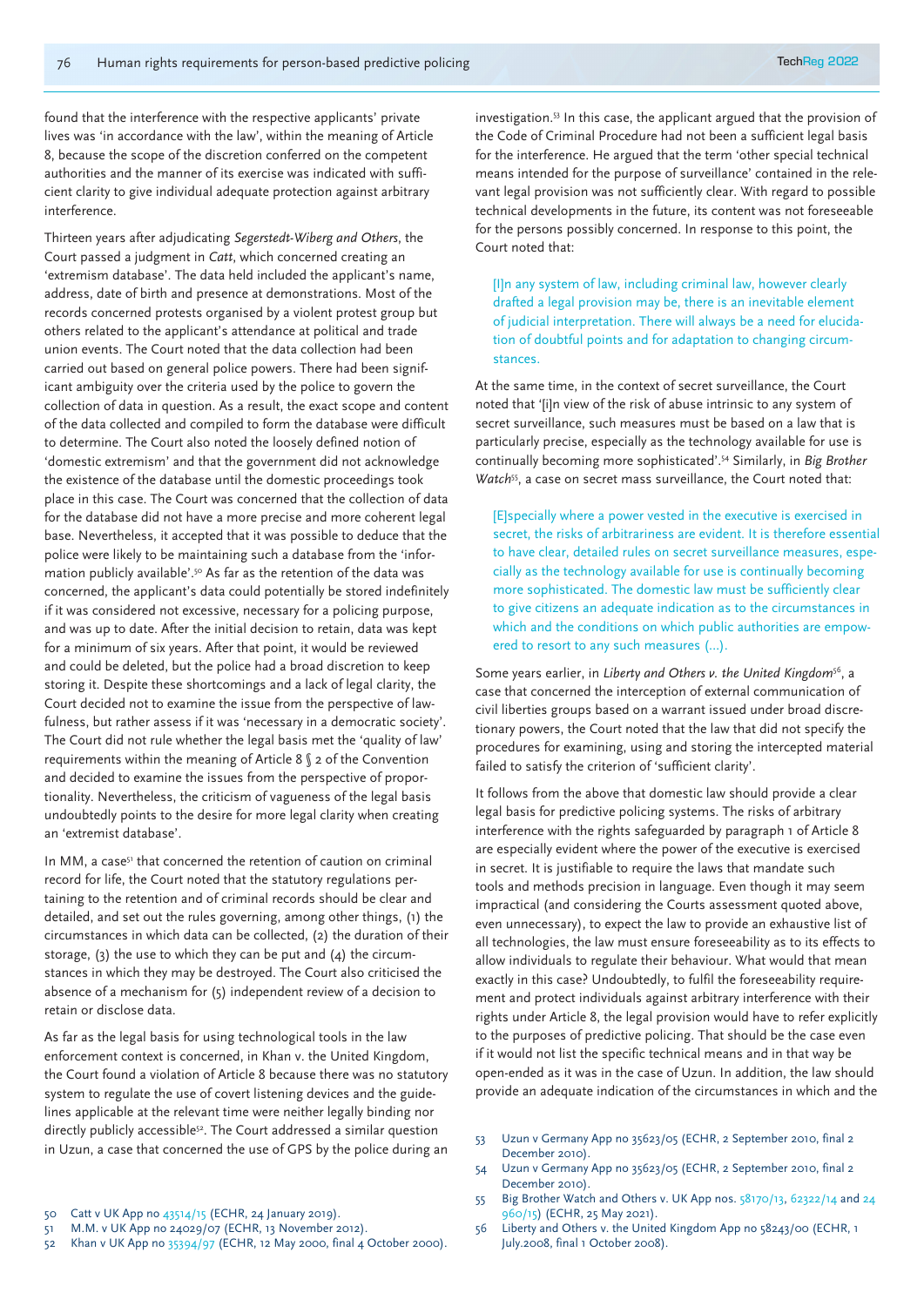found that the interference with the respective applicants' private lives was 'in accordance with the law', within the meaning of Article 8, because the scope of the discretion conferred on the competent authorities and the manner of its exercise was indicated with sufficient clarity to give individual adequate protection against arbitrary interference.

Thirteen years after adjudicating *Segerstedt-Wiberg and Others*, the Court passed a judgment in *Catt*, which concerned creating an 'extremism database'. The data held included the applicant's name, address, date of birth and presence at demonstrations. Most of the records concerned protests organised by a violent protest group but others related to the applicant's attendance at political and trade union events. The Court noted that the data collection had been carried out based on general police powers. There had been significant ambiguity over the criteria used by the police to govern the collection of data in question. As a result, the exact scope and content of the data collected and compiled to form the database were difficult to determine. The Court also noted the loosely defined notion of 'domestic extremism' and that the government did not acknowledge the existence of the database until the domestic proceedings took place in this case. The Court was concerned that the collection of data for the database did not have a more precise and more coherent legal base. Nevertheless, it accepted that it was possible to deduce that the police were likely to be maintaining such a database from the 'information publicly available'.[50] As far as the retention of the data was concerned, the applicant's data could potentially be stored indefinitely if it was considered not excessive, necessary for a policing purpose, and was up to date. After the initial decision to retain, data was kept for a minimum of six years. After that point, it would be reviewed and could be deleted, but the police had a broad discretion to keep storing it. Despite these shortcomings and a lack of legal clarity, the Court decided not to examine the issue from the perspective of lawfulness, but rather assess if it was 'necessary in a democratic society'. The Court did not rule whether the legal basis met the 'quality of law' requirements within the meaning of Article 8 § 2 of the Convention and decided to examine the issues from the perspective of proportionality. Nevertheless, the criticism of vagueness of the legal basis undoubtedly points to the desire for more legal clarity when creating an 'extremist database'.

In MM, a case[51] that concerned the retention of caution on criminal record for life, the Court noted that the statutory regulations pertaining to the retention and of criminal records should be clear and detailed, and set out the rules governing, among other things, (1) the circumstances in which data can be collected, (2) the duration of their storage, (3) the use to which they can be put and (4) the circumstances in which they may be destroyed. The Court also criticised the absence of a mechanism for (5) independent review of a decision to retain or disclose data.

As far as the legal basis for using technological tools in the law enforcement context is concerned, in Khan v. the United Kingdom, the Court found a violation of Article 8 because there was no statutory system to regulate the use of covert listening devices and the guidelines applicable at the relevant time were neither legally binding nor directly publicly accessible[52]. The Court addressed a similar question in Uzun, a case that concerned the use of GPS by the police during an investigation.[53] In this case, the applicant argued that the provision of the Code of Criminal Procedure had not been a sufficient legal basis for the interference. He argued that the term 'other special technical means intended for the purpose of surveillance' contained in the relevant legal provision was not sufficiently clear. With regard to possible technical developments in the future, its content was not foreseeable for the persons possibly concerned. In response to this point, the Court noted that:

> [I]n any system of law, including criminal law, however clearly drafted a legal provision may be, there is an inevitable element of judicial interpretation. There will always be a need for elucidation of doubtful points and for adaptation to changing circumstances.

At the same time, in the context of secret surveillance, the Court noted that '[i]n view of the risk of abuse intrinsic to any system of secret surveillance, such measures must be based on a law that is particularly precise, especially as the technology available for use is continually becoming more sophisticated'.[54] Similarly, in *Big Brother Watch*[55], a case on secret mass surveillance, the Court noted that:

> [E]specially where a power vested in the executive is exercised in secret, the risks of arbitrariness are evident. It is therefore essential to have clear, detailed rules on secret surveillance measures, especially as the technology available for use is continually becoming more sophisticated. The domestic law must be sufficiently clear to give citizens an adequate indication as to the circumstances in which and the conditions on which public authorities are empowered to resort to any such measures (…).

Some years earlier, in *Liberty and Others v. the United Kingdom*[56], a case that concerned the interception of external communication of civil liberties groups based on a warrant issued under broad discretionary powers, the Court noted that the law that did not specify the procedures for examining, using and storing the intercepted material failed to satisfy the criterion of 'sufficient clarity'.

It follows from the above that domestic law should provide a clear legal basis for predictive policing systems. The risks of arbitrary interference with the rights safeguarded by paragraph 1 of Article 8 are especially evident where the power of the executive is exercised in secret. It is justifiable to require the laws that mandate such tools and methods precision in language. Even though it may seem impractical (and considering the Courts assessment quoted above, even unnecessary), to expect the law to provide an exhaustive list of all technologies, the law must ensure foreseeability as to its effects to allow individuals to regulate their behaviour. What would that mean exactly in this case? Undoubtedly, to fulfil the foreseeability requirement and protect individuals against arbitrary interference with their rights under Article 8, the legal provision would have to refer explicitly to the purposes of predictive policing. That should be the case even if it would not list the specific technical means and in that way be open-ended as it was in the case of Uzun. In addition, the law should provide an adequate indication of the circumstances in which and the

---

50 Catt v UK App no 43514/15 (ECHR, 24 January 2019).

51 M.M. v UK App no 24029/07 (ECHR, 13 November 2012).

52 Khan v UK App no 35394/97 (ECHR, 12 May 2000, final 4 October 2000).

53 Uzun v Germany App no 35623/05 (ECHR, 2 September 2010, final 2 December 2010).

54 Uzun v Germany App no 35623/05 (ECHR, 2 September 2010, final 2 December 2010).

55 Big Brother Watch and Others v. UK App nos. 58170/13, 62322/14 and 24960/15) (ECHR, 25 May 2021).

56 Liberty and Others v. the United Kingdom App no 58243/00 (ECHR, 1 July.2008, final 1 October 2008).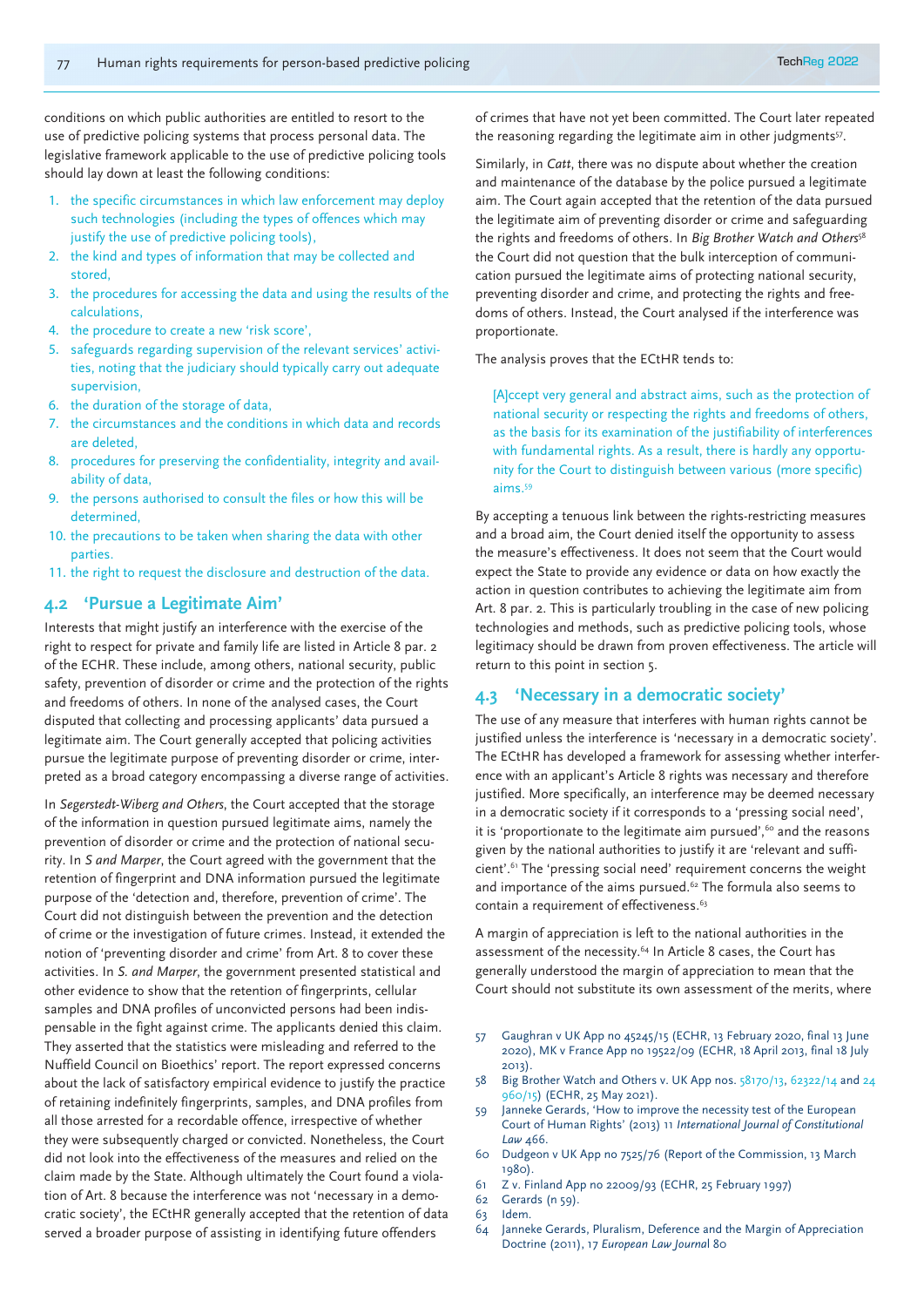conditions on which public authorities are entitled to resort to the use of predictive policing systems that process personal data. The legislative framework applicable to the use of predictive policing tools should lay down at least the following conditions:

1. the specific circumstances in which law enforcement may deploy such technologies (including the types of offences which may justify the use of predictive policing tools),
2. the kind and types of information that may be collected and stored,
3. the procedures for accessing the data and using the results of the calculations,
4. the procedure to create a new 'risk score',
5. safeguards regarding supervision of the relevant services' activities, noting that the judiciary should typically carry out adequate supervision,
6. the duration of the storage of data,
7. the circumstances and the conditions in which data and records are deleted,
8. procedures for preserving the confidentiality, integrity and availability of data,
9. the persons authorised to consult the files or how this will be determined,
10. the precautions to be taken when sharing the data with other parties.
11. the right to request the disclosure and destruction of the data.

## 4.2 'Pursue a Legitimate Aim'

Interests that might justify an interference with the exercise of the right to respect for private and family life are listed in Article 8 par. 2 of the ECHR. These include, among others, national security, public safety, prevention of disorder or crime and the protection of the rights and freedoms of others. In none of the analysed cases, the Court disputed that collecting and processing applicants' data pursued a legitimate aim. The Court generally accepted that policing activities pursue the legitimate purpose of preventing disorder or crime, interpreted as a broad category encompassing a diverse range of activities.

In *Segerstedt-Wiberg and Others*, the Court accepted that the storage of the information in question pursued legitimate aims, namely the prevention of disorder or crime and the protection of national security. In *S and Marper*, the Court agreed with the government that the retention of fingerprint and DNA information pursued the legitimate purpose of the 'detection and, therefore, prevention of crime'. The Court did not distinguish between the prevention and the detection of crime or the investigation of future crimes. Instead, it extended the notion of 'preventing disorder and crime' from Art. 8 to cover these activities. In *S. and Marper*, the government presented statistical and other evidence to show that the retention of fingerprints, cellular samples and DNA profiles of unconvicted persons had been indispensable in the fight against crime. The applicants denied this claim. They asserted that the statistics were misleading and referred to the Nuffield Council on Bioethics' report. The report expressed concerns about the lack of satisfactory empirical evidence to justify the practice of retaining indefinitely fingerprints, samples, and DNA profiles from all those arrested for a recordable offence, irrespective of whether they were subsequently charged or convicted. Nonetheless, the Court did not look into the effectiveness of the measures and relied on the claim made by the State. Although ultimately the Court found a violation of Art. 8 because the interference was not 'necessary in a democratic society', the ECtHR generally accepted that the retention of data served a broader purpose of assisting in identifying future offenders of crimes that have not yet been committed. The Court later repeated the reasoning regarding the legitimate aim in other judgments[57].

Similarly, in *Catt*, there was no dispute about whether the creation and maintenance of the database by the police pursued a legitimate aim. The Court again accepted that the retention of the data pursued the legitimate aim of preventing disorder or crime and safeguarding the rights and freedoms of others. In *Big Brother Watch and Others*[58] the Court did not question that the bulk interception of communication pursued the legitimate aims of protecting national security, preventing disorder and crime, and protecting the rights and freedoms of others. Instead, the Court analysed if the interference was proportionate.

The analysis proves that the ECtHR tends to:

> [A]ccept very general and abstract aims, such as the protection of national security or respecting the rights and freedoms of others, as the basis for its examination of the justifiability of interferences with fundamental rights. As a result, there is hardly any opportunity for the Court to distinguish between various (more specific) aims.[59]

By accepting a tenuous link between the rights-restricting measures and a broad aim, the Court denied itself the opportunity to assess the measure's effectiveness. It does not seem that the Court would expect the State to provide any evidence or data on how exactly the action in question contributes to achieving the legitimate aim from Art. 8 par. 2. This is particularly troubling in the case of new policing technologies and methods, such as predictive policing tools, whose legitimacy should be drawn from proven effectiveness. The article will return to this point in section 5.

## 4.3 'Necessary in a democratic society'

The use of any measure that interferes with human rights cannot be justified unless the interference is 'necessary in a democratic society'. The ECtHR has developed a framework for assessing whether interference with an applicant's Article 8 rights was necessary and therefore justified. More specifically, an interference may be deemed necessary in a democratic society if it corresponds to a 'pressing social need', it is 'proportionate to the legitimate aim pursued',[60] and the reasons given by the national authorities to justify it are 'relevant and sufficient'.[61] The 'pressing social need' requirement concerns the weight and importance of the aims pursued.[62] The formula also seems to contain a requirement of effectiveness.[63]

A margin of appreciation is left to the national authorities in the assessment of the necessity.[64] In Article 8 cases, the Court has generally understood the margin of appreciation to mean that the Court should not substitute its own assessment of the merits, where

57 Gaughran v UK App no 45245/15 (ECHR, 13 February 2020, final 13 June 2020), MK v France App no 19522/09 (ECHR, 18 April 2013, final 18 July 2013).

58 Big Brother Watch and Others v. UK App nos. 58170/13, 62322/14 and 24 960/15) (ECHR, 25 May 2021).

59 Janneke Gerards, 'How to improve the necessity test of the European Court of Human Rights' (2013) 11 *International Journal of Constitutional Law* 466.

60 Dudgeon v UK App no 7525/76 (Report of the Commission, 13 March 1980).

61 Z v. Finland App no 22009/93 (ECHR, 25 February 1997)

62 Gerards (n 59).

63 Idem.

64 Janneke Gerards, Pluralism, Deference and the Margin of Appreciation Doctrine (2011), 17 *European Law Journal* 80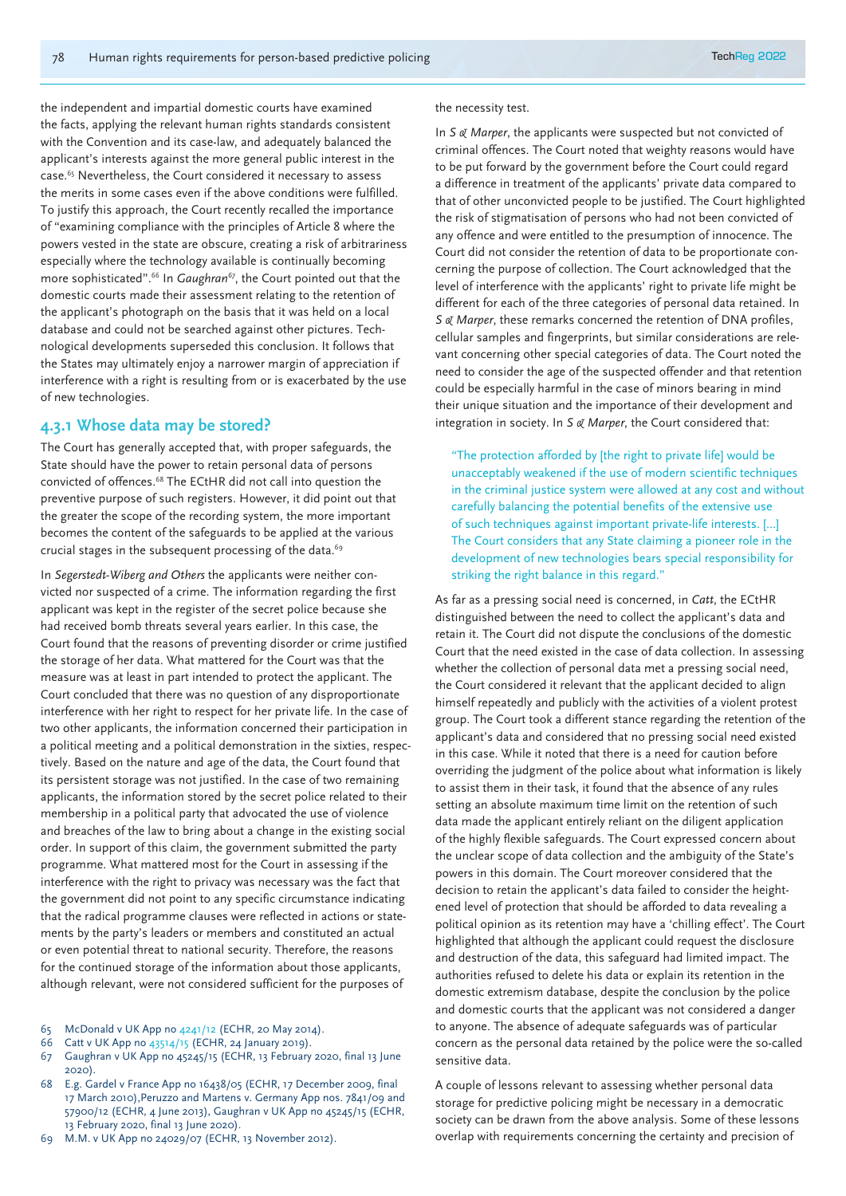the independent and impartial domestic courts have examined the facts, applying the relevant human rights standards consistent with the Convention and its case-law, and adequately balanced the applicant's interests against the more general public interest in the case.[65] Nevertheless, the Court considered it necessary to assess the merits in some cases even if the above conditions were fulfilled. To justify this approach, the Court recently recalled the importance of "examining compliance with the principles of Article 8 where the powers vested in the state are obscure, creating a risk of arbitrariness especially where the technology available is continually becoming more sophisticated".[66] In *Gaughran*[67], the Court pointed out that the domestic courts made their assessment relating to the retention of the applicant's photograph on the basis that it was held on a local database and could not be searched against other pictures. Technological developments superseded this conclusion. It follows that the States may ultimately enjoy a narrower margin of appreciation if interference with a right is resulting from or is exacerbated by the use of new technologies.

### 4.3.1 Whose data may be stored?

The Court has generally accepted that, with proper safeguards, the State should have the power to retain personal data of persons convicted of offences.[68] The ECtHR did not call into question the preventive purpose of such registers. However, it did point out that the greater the scope of the recording system, the more important becomes the content of the safeguards to be applied at the various crucial stages in the subsequent processing of the data.[69]

In *Segerstedt-Wiberg and Others* the applicants were neither convicted nor suspected of a crime. The information regarding the first applicant was kept in the register of the secret police because she had received bomb threats several years earlier. In this case, the Court found that the reasons of preventing disorder or crime justified the storage of her data. What mattered for the Court was that the measure was at least in part intended to protect the applicant. The Court concluded that there was no question of any disproportionate interference with her right to respect for her private life. In the case of two other applicants, the information concerned their participation in a political meeting and a political demonstration in the sixties, respectively. Based on the nature and age of the data, the Court found that its persistent storage was not justified. In the case of two remaining applicants, the information stored by the secret police related to their membership in a political party that advocated the use of violence and breaches of the law to bring about a change in the existing social order. In support of this claim, the government submitted the party programme. What mattered most for the Court in assessing if the interference with the right to privacy was necessary was the fact that the government did not point to any specific circumstance indicating that the radical programme clauses were reflected in actions or statements by the party's leaders or members and constituted an actual or even potential threat to national security. Therefore, the reasons for the continued storage of the information about those applicants, although relevant, were not considered sufficient for the purposes of the necessity test.

In *S & Marper*, the applicants were suspected but not convicted of criminal offences. The Court noted that weighty reasons would have to be put forward by the government before the Court could regard a difference in treatment of the applicants' private data compared to that of other unconvicted people to be justified. The Court highlighted the risk of stigmatisation of persons who had not been convicted of any offence and were entitled to the presumption of innocence. The Court did not consider the retention of data to be proportionate concerning the purpose of collection. The Court acknowledged that the level of interference with the applicants' right to private life might be different for each of the three categories of personal data retained. In *S & Marper*, these remarks concerned the retention of DNA profiles, cellular samples and fingerprints, but similar considerations are relevant concerning other special categories of data. The Court noted the need to consider the age of the suspected offender and that retention could be especially harmful in the case of minors bearing in mind their unique situation and the importance of their development and integration in society. In *S & Marper*, the Court considered that:

> "The protection afforded by [the right to private life] would be unacceptably weakened if the use of modern scientific techniques in the criminal justice system were allowed at any cost and without carefully balancing the potential benefits of the extensive use of such techniques against important private-life interests. [...] The Court considers that any State claiming a pioneer role in the development of new technologies bears special responsibility for striking the right balance in this regard."

As far as a pressing social need is concerned, in *Catt*, the ECtHR distinguished between the need to collect the applicant's data and retain it. The Court did not dispute the conclusions of the domestic Court that the need existed in the case of data collection. In assessing whether the collection of personal data met a pressing social need, the Court considered it relevant that the applicant decided to align himself repeatedly and publicly with the activities of a violent protest group. The Court took a different stance regarding the retention of the applicant's data and considered that no pressing social need existed in this case. While it noted that there is a need for caution before overriding the judgment of the police about what information is likely to assist them in their task, it found that the absence of any rules setting an absolute maximum time limit on the retention of such data made the applicant entirely reliant on the diligent application of the highly flexible safeguards. The Court expressed concern about the unclear scope of data collection and the ambiguity of the State's powers in this domain. The Court moreover considered that the decision to retain the applicant's data failed to consider the heightened level of protection that should be afforded to data revealing a political opinion as its retention may have a 'chilling effect'. The Court highlighted that although the applicant could request the disclosure and destruction of the data, this safeguard had limited impact. The authorities refused to delete his data or explain its retention in the domestic extremism database, despite the conclusion by the police and domestic courts that the applicant was not considered a danger to anyone. The absence of adequate safeguards was of particular concern as the personal data retained by the police were the so-called sensitive data.

A couple of lessons relevant to assessing whether personal data storage for predictive policing might be necessary in a democratic society can be drawn from the above analysis. Some of these lessons overlap with requirements concerning the certainty and precision of

65 McDonald v UK App no 4241/12 (ECHR, 20 May 2014).

66 Catt v UK App no 43514/15 (ECHR, 24 January 2019).

67 Gaughran v UK App no 45245/15 (ECHR, 13 February 2020, final 13 June 2020).

68 E.g. Gardel v France App no 16428/05 (ECHR, 17 December 2009, final 17 March 2010),Peruzzo and Martens v. Germany App nos. 7841/09 and 57900/12 (ECHR, 4 June 2013), Gaughran v UK App no 45245/15 (ECHR, 13 February 2020, final 13 June 2020).

69 M.M. v UK App no 24029/07 (ECHR, 13 November 2012).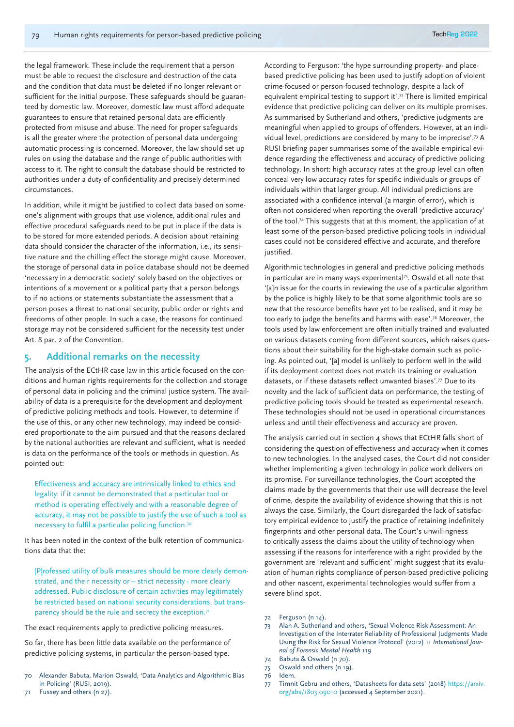the legal framework. These include the requirement that a person must be able to request the disclosure and destruction of the data and the condition that data must be deleted if no longer relevant or sufficient for the initial purpose. These safeguards should be guaranteed by domestic law. Moreover, domestic law must afford adequate guarantees to ensure that retained personal data are efficiently protected from misuse and abuse. The need for proper safeguards is all the greater where the protection of personal data undergoing automatic processing is concerned. Moreover, the law should set up rules on using the database and the range of public authorities with access to it. The right to consult the database should be restricted to authorities under a duty of confidentiality and precisely determined circumstances.

In addition, while it might be justified to collect data based on someone's alignment with groups that use violence, additional rules and effective procedural safeguards need to be put in place if the data is to be stored for more extended periods. A decision about retaining data should consider the character of the information, i.e., its sensitive nature and the chilling effect the storage might cause. Moreover, the storage of personal data in police database should not be deemed 'necessary in a democratic society' solely based on the objectives or intentions of a movement or a political party that a person belongs to if no actions or statements substantiate the assessment that a person poses a threat to national security, public order or rights and freedoms of other people. In such a case, the reasons for continued storage may not be considered sufficient for the necessity test under Art. 8 par. 2 of the Convention.

## 5. Additional remarks on the necessity

The analysis of the ECtHR case law in this article focused on the conditions and human rights requirements for the collection and storage of personal data in policing and the criminal justice system. The availability of data is a prerequisite for the development and deployment of predictive policing methods and tools. However, to determine if the use of this, or any other new technology, may indeed be considered proportionate to the aim pursued and that the reasons declared by the national authorities are relevant and sufficient, what is needed is data on the performance of the tools or methods in question. As pointed out:

> Effectiveness and accuracy are intrinsically linked to ethics and legality: if it cannot be demonstrated that a particular tool or method is operating effectively and with a reasonable degree of accuracy, it may not be possible to justify the use of such a tool as necessary to fulfil a particular policing function.[70]

It has been noted in the context of the bulk retention of communications data that the:

> [P]rofessed utility of bulk measures should be more clearly demonstrated, and their necessity or – strict necessity - more clearly addressed. Public disclosure of certain activities may legitimately be restricted based on national security considerations, but transparency should be the rule and secrecy the exception.[71]

The exact requirements apply to predictive policing measures.

So far, there has been little data available on the performance of predictive policing systems, in particular the person-based type.

According to Ferguson: 'the hype surrounding property- and place-based predictive policing has been used to justify adoption of violent crime-focused or person-focused technology, despite a lack of equivalent empirical testing to support it'.[72] There is limited empirical evidence that predictive policing can deliver on its multiple promises. As summarised by Sutherland and others, 'predictive judgments are meaningful when applied to groups of offenders. However, at an individual level, predictions are considered by many to be imprecise'.[73] A RUSI briefing paper summarises some of the available empirical evidence regarding the effectiveness and accuracy of predictive policing technology. In short: high accuracy rates at the group level can often conceal very low accuracy rates for specific individuals or groups of individuals within that larger group. All individual predictions are associated with a confidence interval (a margin of error), which is often not considered when reporting the overall 'predictive accuracy' of the tool.[74] This suggests that at this moment, the application of at least some of the person-based predictive policing tools in individual cases could not be considered effective and accurate, and therefore justified.

Algorithmic technologies in general and predictive policing methods in particular are in many ways experimental[75]. Oswald et all note that '[a]n issue for the courts in reviewing the use of a particular algorithm by the police is highly likely to be that some algorithmic tools are so new that the resource benefits have yet to be realised, and it may be too early to judge the benefits and harms with ease'.[76] Moreover, the tools used by law enforcement are often initially trained and evaluated on various datasets coming from different sources, which raises questions about their suitability for the high-stake domain such as policing. As pointed out, '[a] model is unlikely to perform well in the wild if its deployment context does not match its training or evaluation datasets, or if these datasets reflect unwanted biases'.[77] Due to its novelty and the lack of sufficient data on performance, the testing of predictive policing tools should be treated as experimental research. These technologies should not be used in operational circumstances unless and until their effectiveness and accuracy are proven.

The analysis carried out in section 4 shows that ECtHR falls short of considering the question of effectiveness and accuracy when it comes to new technologies. In the analysed cases, the Court did not consider whether implementing a given technology in police work delivers on its promise. For surveillance technologies, the Court accepted the claims made by the governments that their use will decrease the level of crime, despite the availability of evidence showing that this is not always the case. Similarly, the Court disregarded the lack of satisfactory empirical evidence to justify the practice of retaining indefinitely fingerprints and other personal data. The Court's unwillingness to critically assess the claims about the utility of technology when assessing if the reasons for interference with a right provided by the government are 'relevant and sufficient' might suggest that its evaluation of human rights compliance of person-based predictive policing and other nascent, experimental technologies would suffer from a severe blind spot.

---

70 Alexander Babuta, Marion Oswald, 'Data Analytics and Algorithmic Bias in Policing' (RUSI, 2019).

71 Fussey and others (n 27).

72 Ferguson (n 14).

73 Alan A. Sutherland and others, 'Sexual Violence Risk Assessment: An Investigation of the Interrater Reliability of Professional Judgments Made Using the Risk for Sexual Violence Protocol' (2012) 11 *International Journal of Forensic Mental Health* 119

74 Babuta & Oswald (n 70).

75 Oswald and others (n 19).

76 Idem.

77 Timnit Gebru and others, 'Datasheets for data sets' (2018) https://arxiv.org/abs/1803.09010 (accessed 4 September 2021).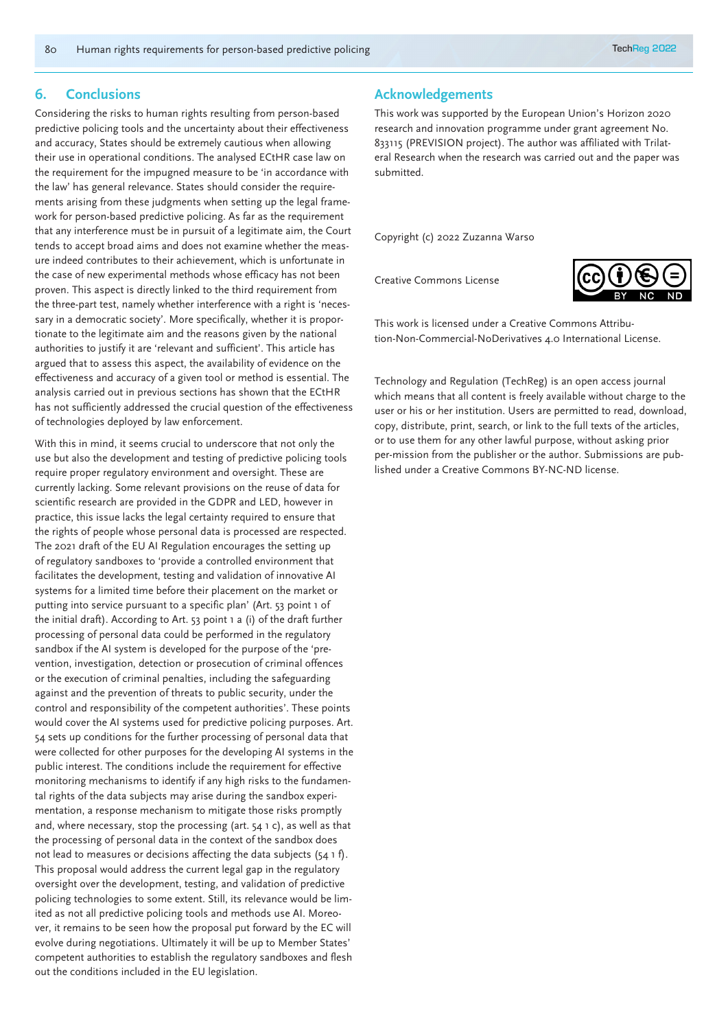## 6. Conclusions

Considering the risks to human rights resulting from person-based predictive policing tools and the uncertainty about their effectiveness and accuracy, States should be extremely cautious when allowing their use in operational conditions. The analysed ECtHR case law on the requirement for the impugned measure to be 'in accordance with the law' has general relevance. States should consider the requirements arising from these judgments when setting up the legal framework for person-based predictive policing. As far as the requirement that any interference must be in pursuit of a legitimate aim, the Court tends to accept broad aims and does not examine whether the measure indeed contributes to their achievement, which is unfortunate in the case of new experimental methods whose efficacy has not been proven. This aspect is directly linked to the third requirement from the three-part test, namely whether interference with a right is 'necessary in a democratic society'. More specifically, whether it is proportionate to the legitimate aim and the reasons given by the national authorities to justify it are 'relevant and sufficient'. This article has argued that to assess this aspect, the availability of evidence on the effectiveness and accuracy of a given tool or method is essential. The analysis carried out in previous sections has shown that the ECtHR has not sufficiently addressed the crucial question of the effectiveness of technologies deployed by law enforcement.

With this in mind, it seems crucial to underscore that not only the use but also the development and testing of predictive policing tools require proper regulatory environment and oversight. These are currently lacking. Some relevant provisions on the reuse of data for scientific research are provided in the GDPR and LED, however in practice, this issue lacks the legal certainty required to ensure that the rights of people whose personal data is processed are respected. The 2021 draft of the EU AI Regulation encourages the setting up of regulatory sandboxes to 'provide a controlled environment that facilitates the development, testing and validation of innovative AI systems for a limited time before their placement on the market or putting into service pursuant to a specific plan' (Art. 53 point 1 of the initial draft). According to Art. 53 point 1 a (i) of the draft further processing of personal data could be performed in the regulatory sandbox if the AI system is developed for the purpose of the 'prevention, investigation, detection or prosecution of criminal offences or the execution of criminal penalties, including the safeguarding against and the prevention of threats to public security, under the control and responsibility of the competent authorities'. These points would cover the AI systems used for predictive policing purposes. Art. 54 sets up conditions for the further processing of personal data that were collected for other purposes for the developing AI systems in the public interest. The conditions include the requirement for effective monitoring mechanisms to identify if any high risks to the fundamental rights of the data subjects may arise during the sandbox experimentation, a response mechanism to mitigate those risks promptly and, where necessary, stop the processing (art. 54 1 c), as well as that the processing of personal data in the context of the sandbox does not lead to measures or decisions affecting the data subjects (54 1 f). This proposal would address the current legal gap in the regulatory oversight over the development, testing, and validation of predictive policing technologies to some extent. Still, its relevance would be limited as not all predictive policing tools and methods use AI. Moreover, it remains to be seen how the proposal put forward by the EC will evolve during negotiations. Ultimately it will be up to Member States' competent authorities to establish the regulatory sandboxes and flesh out the conditions included in the EU legislation.

## Acknowledgements

This work was supported by the European Union's Horizon 2020 research and innovation programme under grant agreement No. 833115 (PREVISION project). The author was affiliated with Trilateral Research when the research was carried out and the paper was submitted.

Copyright (c) 2022 Zuzanna Warso

Creative Commons License

This work is licensed under a Creative Commons Attribution-Non-Commercial-NoDerivatives 4.0 International License.

Technology and Regulation (TechReg) is an open access journal which means that all content is freely available without charge to the user or his or her institution. Users are permitted to read, download, copy, distribute, print, search, or link to the full texts of the articles, or to use them for any other lawful purpose, without asking prior per-mission from the publisher or the author. Submissions are published under a Creative Commons BY-NC-ND license.